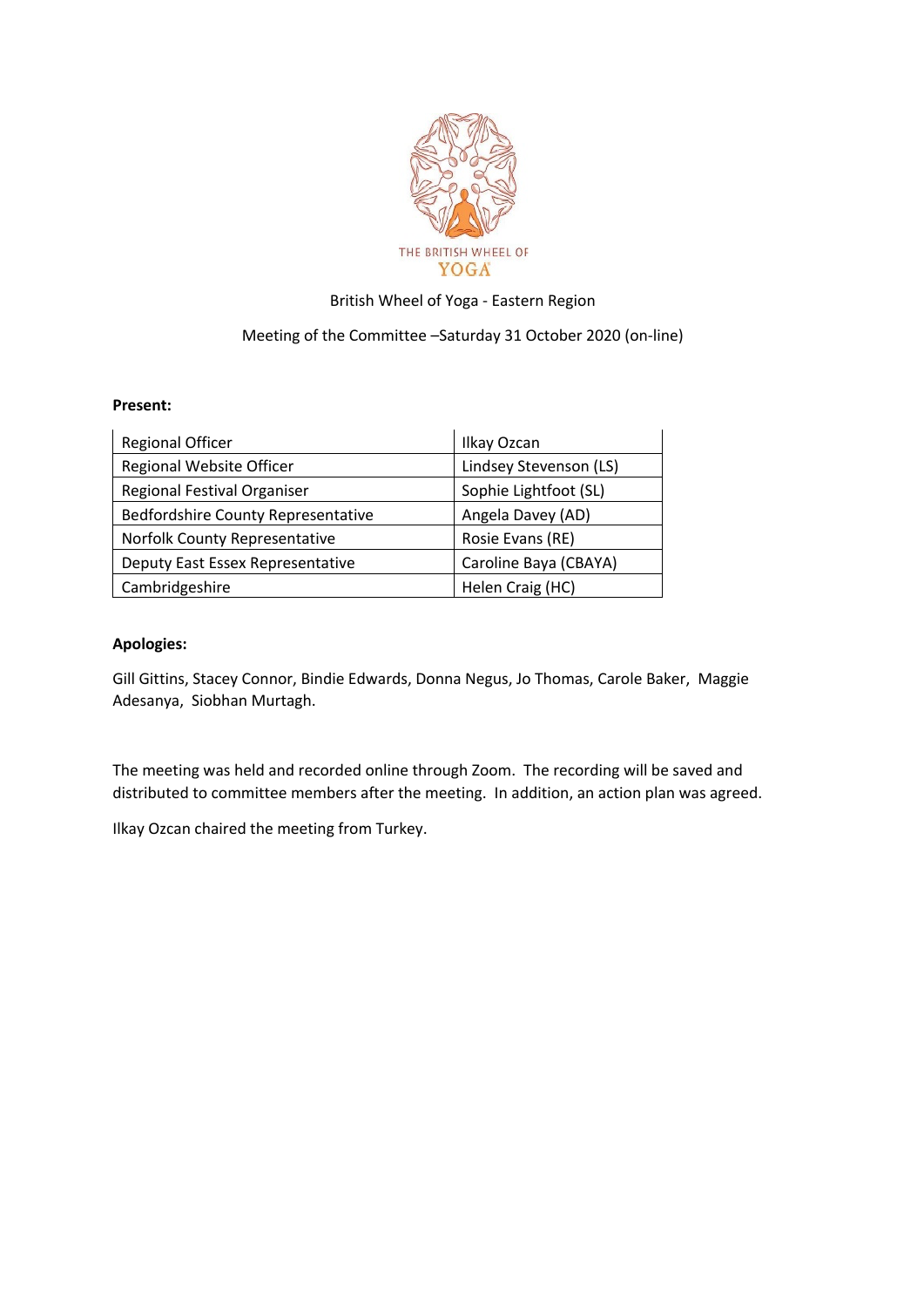THE BRITISH WHEEL OF YOGA

British Wheel of Yoga - Eastern Region

Meeting of the Committee –Saturday 31 October 2020 (on-line)

**Present:**

| | |
|---|---|
| Regional Officer | Ilkay Ozcan |
| Regional Website Officer | Lindsey Stevenson (LS) |
| Regional Festival Organiser | Sophie Lightfoot (SL) |
| Bedfordshire County Representative | Angela Davey (AD) |
| Norfolk County Representative | Rosie Evans (RE) |
| Deputy East Essex Representative | Caroline Baya (CBAYA) |
| Cambridgeshire | Helen Craig (HC) |

**Apologies:**

Gill Gittins, Stacey Connor, Bindie Edwards, Donna Negus, Jo Thomas, Carole Baker, Maggie Adesanya, Siobhan Murtagh.

The meeting was held and recorded online through Zoom. The recording will be saved and distributed to committee members after the meeting. In addition, an action plan was agreed.

Ilkay Ozcan chaired the meeting from Turkey.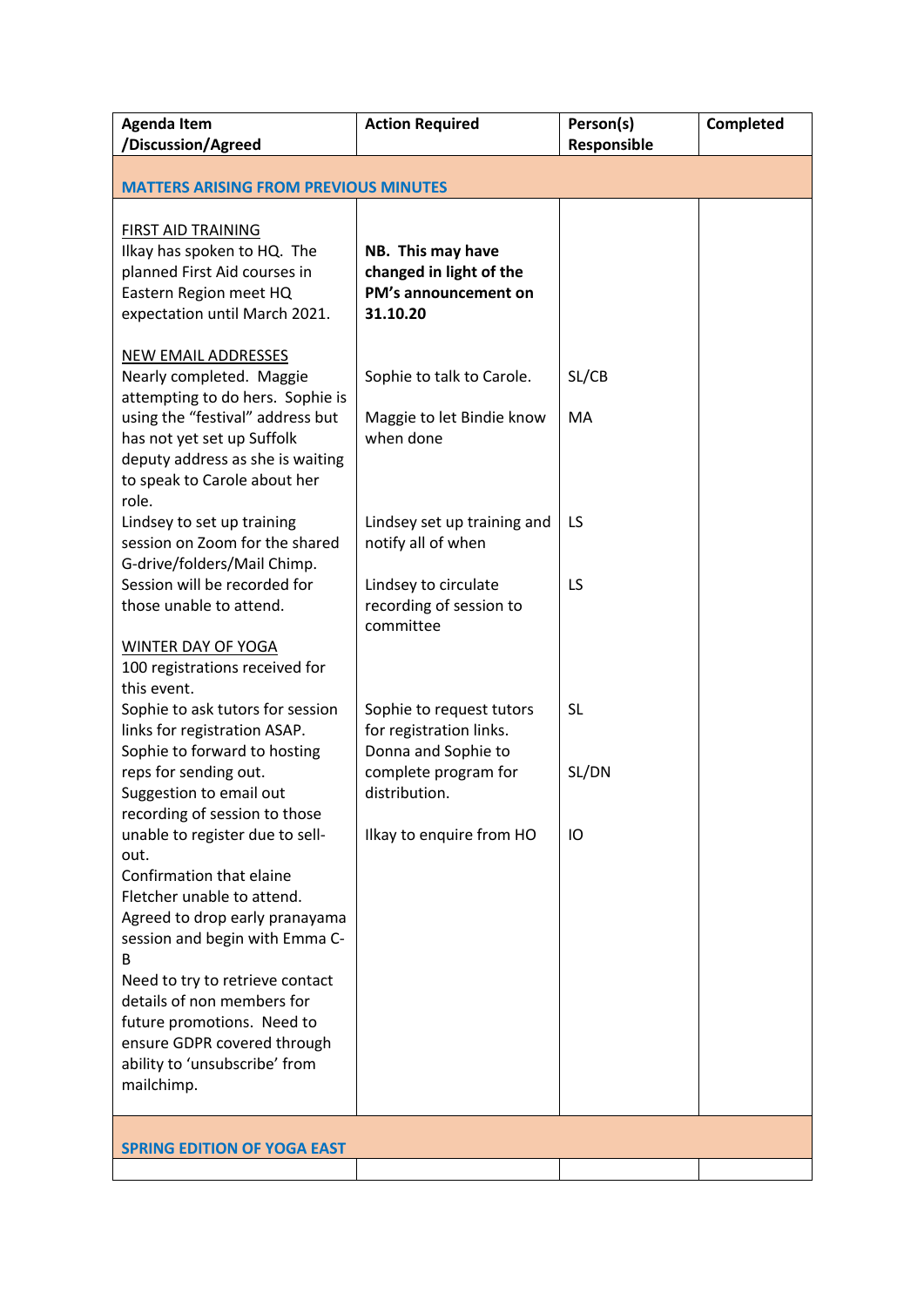| Agenda Item /Discussion/Agreed | Action Required | Person(s) Responsible | Completed |
|---|---|---|---|
| **MATTERS ARISING FROM PREVIOUS MINUTES** | | | |
| FIRST AID TRAINING<br>Ilkay has spoken to HQ. The planned First Aid courses in Eastern Region meet HQ expectation until March 2021. | **NB. This may have changed in light of the PM's announcement on 31.10.20** | | |
| NEW EMAIL ADDRESSES<br>Nearly completed. Maggie attempting to do hers. Sophie is using the "festival" address but has not yet set up Suffolk deputy address as she is waiting to speak to Carole about her role. | Sophie to talk to Carole.<br><br>Maggie to let Bindie know when done | SL/CB<br><br>MA | |
| Lindsey to set up training session on Zoom for the shared G-drive/folders/Mail Chimp. Session will be recorded for those unable to attend. | Lindsey set up training and notify all of when<br><br>Lindsey to circulate recording of session to committee | LS<br><br>LS | |
| WINTER DAY OF YOGA<br>100 registrations received for this event.<br>Sophie to ask tutors for session links for registration ASAP. Sophie to forward to hosting reps for sending out.<br>Suggestion to email out recording of session to those unable to register due to sell-out.<br>Confirmation that elaine Fletcher unable to attend.<br>Agreed to drop early pranayama session and begin with Emma C-B<br>Need to try to retrieve contact details of non members for future promotions. Need to ensure GDPR covered through ability to 'unsubscribe' from mailchimp. | Sophie to request tutors for registration links.<br>Donna and Sophie to complete program for distribution.<br><br>Ilkay to enquire from HO | SL<br><br>SL/DN<br><br>IO | |
| **SPRING EDITION OF YOGA EAST** | | | |
| | | | |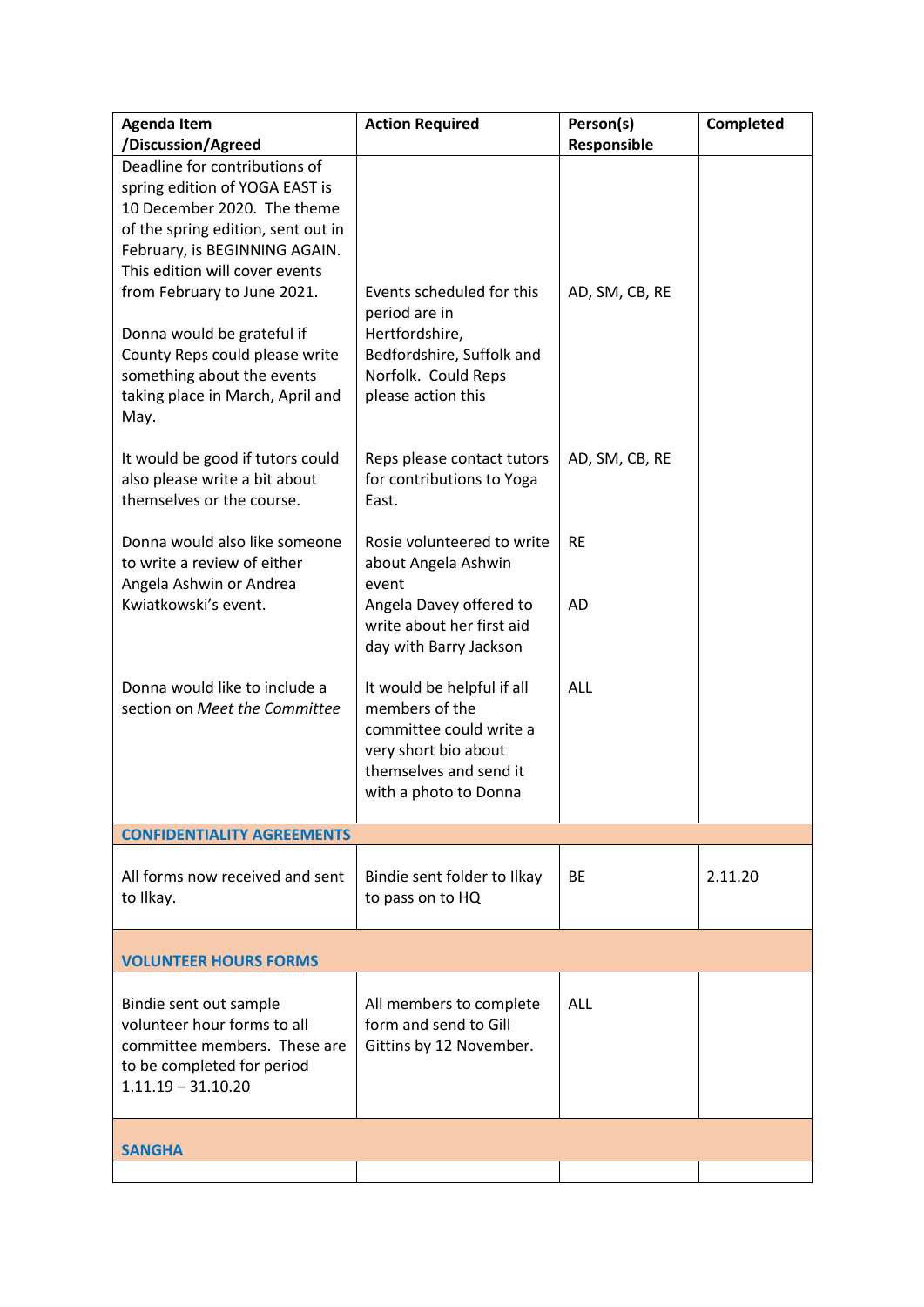| Agenda Item /Discussion/Agreed | Action Required | Person(s) Responsible | Completed |
|---|---|---|---|
| Deadline for contributions of spring edition of YOGA EAST is 10 December 2020. The theme of the spring edition, sent out in February, is BEGINNING AGAIN. This edition will cover events from February to June 2021. Donna would be grateful if County Reps could please write something about the events taking place in March, April and May. | Events scheduled for this period are in Hertfordshire, Bedfordshire, Suffolk and Norfolk. Could Reps please action this | AD, SM, CB, RE | |
| It would be good if tutors could also please write a bit about themselves or the course. | Reps please contact tutors for contributions to Yoga East. | AD, SM, CB, RE | |
| Donna would also like someone to write a review of either Angela Ashwin or Andrea Kwiatkowski's event. | Rosie volunteered to write about Angela Ashwin event | RE | |
| | Angela Davey offered to write about her first aid day with Barry Jackson | AD | |
| Donna would like to include a section on *Meet the Committee* | It would be helpful if all members of the committee could write a very short bio about themselves and send it with a photo to Donna | ALL | |
| **CONFIDENTIALITY AGREEMENTS** | | | |
| All forms now received and sent to Ilkay. | Bindie sent folder to Ilkay to pass on to HQ | BE | 2.11.20 |
| **VOLUNTEER HOURS FORMS** | | | |
| Bindie sent out sample volunteer hour forms to all committee members. These are to be completed for period 1.11.19 – 31.10.20 | All members to complete form and send to Gill Gittins by 12 November. | ALL | |
| **SANGHA** | | | |
| | | | |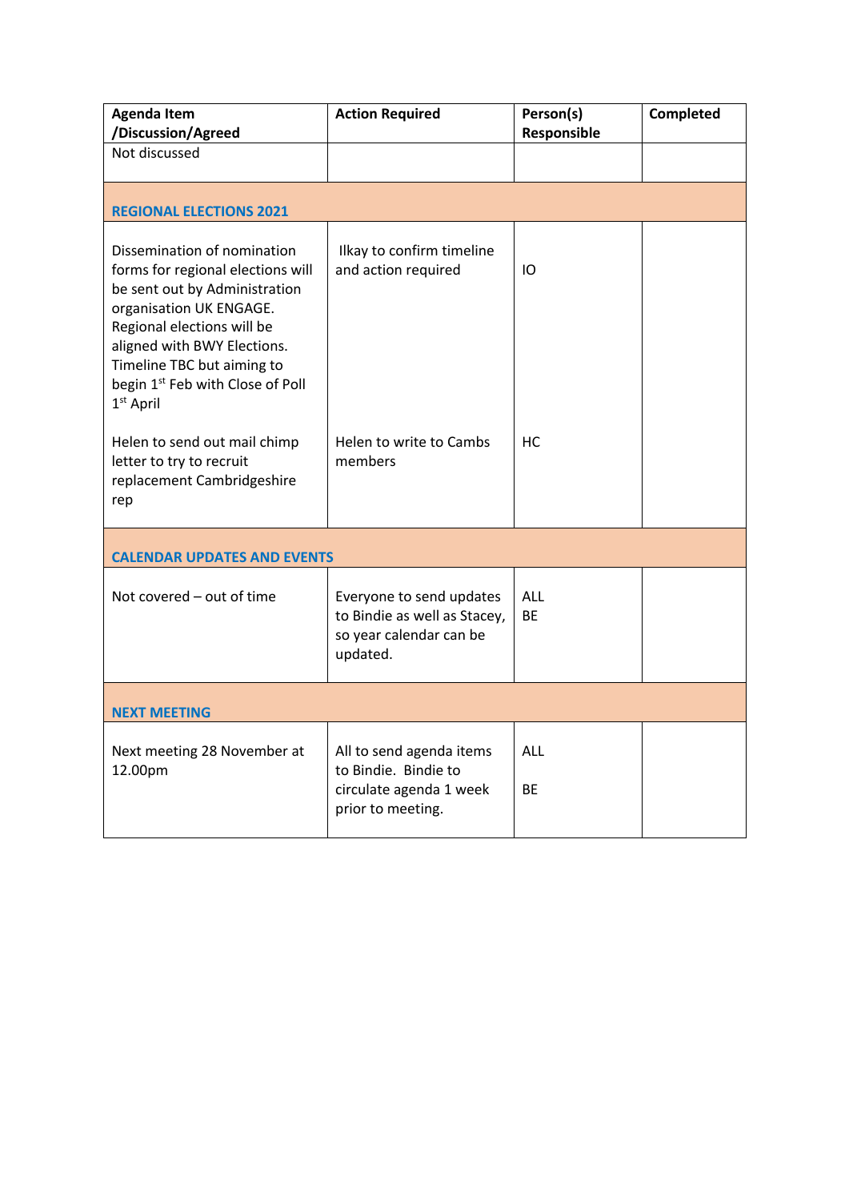| Agenda Item /Discussion/Agreed | Action Required | Person(s) Responsible | Completed |
|---|---|---|---|
| Not discussed | | | |
| **REGIONAL ELECTIONS 2021** | | | |
| Dissemination of nomination forms for regional elections will be sent out by Administration organisation UK ENGAGE. Regional elections will be aligned with BWY Elections. Timeline TBC but aiming to begin 1st Feb with Close of Poll 1st April | Ilkay to confirm timeline and action required | IO | |
| Helen to send out mail chimp letter to try to recruit replacement Cambridgeshire rep | Helen to write to Cambs members | HC | |
| **CALENDAR UPDATES AND EVENTS** | | | |
| Not covered – out of time | Everyone to send updates to Bindie as well as Stacey, so year calendar can be updated. | ALL BE | |
| **NEXT MEETING** | | | |
| Next meeting 28 November at 12.00pm | All to send agenda items to Bindie. Bindie to circulate agenda 1 week prior to meeting. | ALL BE | |